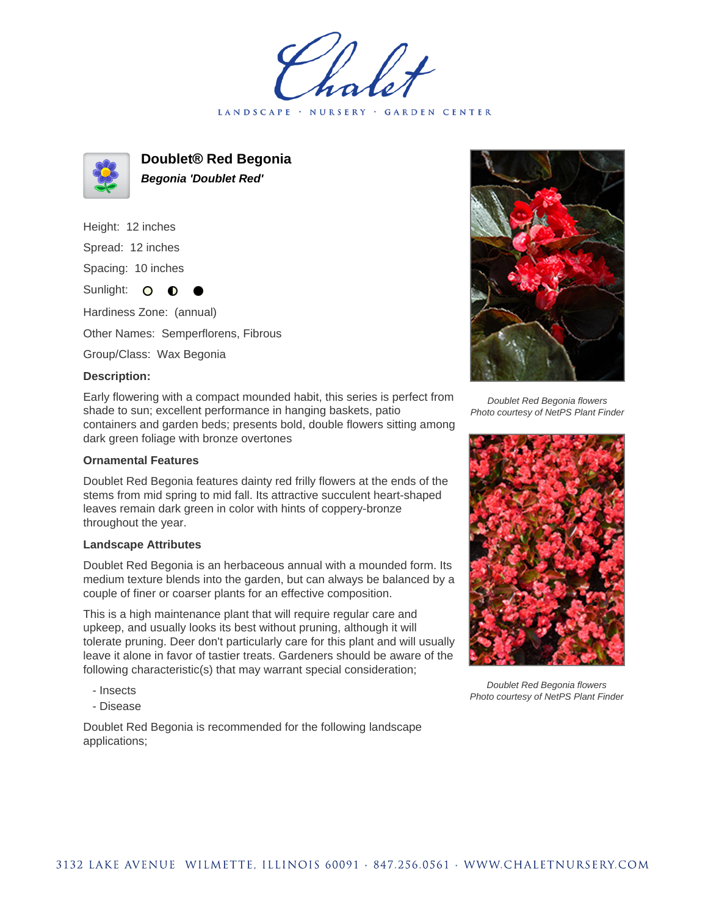# Doublet® Red Begonia

***Begonia 'Doublet Red'***

Height: 12 inches

Spread: 12 inches

Spacing: 10 inches

Sunlight: ○ ◐ ●

Hardiness Zone: (annual)

Other Names: Semperflorens, Fibrous

Group/Class: Wax Begonia

**Description:**

Early flowering with a compact mounded habit, this series is perfect from shade to sun; excellent performance in hanging baskets, patio containers and garden beds; presents bold, double flowers sitting among dark green foliage with bronze overtones

### Ornamental Features

Doublet Red Begonia features dainty red frilly flowers at the ends of the stems from mid spring to mid fall. Its attractive succulent heart-shaped leaves remain dark green in color with hints of coppery-bronze throughout the year.

### Landscape Attributes

Doublet Red Begonia is an herbaceous annual with a mounded form. Its medium texture blends into the garden, but can always be balanced by a couple of finer or coarser plants for an effective composition.

This is a high maintenance plant that will require regular care and upkeep, and usually looks its best without pruning, although it will tolerate pruning. Deer don't particularly care for this plant and will usually leave it alone in favor of tastier treats. Gardeners should be aware of the following characteristic(s) that may warrant special consideration;

- Insects
- Disease

Doublet Red Begonia is recommended for the following landscape applications;

*Doublet Red Begonia flowers*
*Photo courtesy of NetPS Plant Finder*

*Doublet Red Begonia flowers*
*Photo courtesy of NetPS Plant Finder*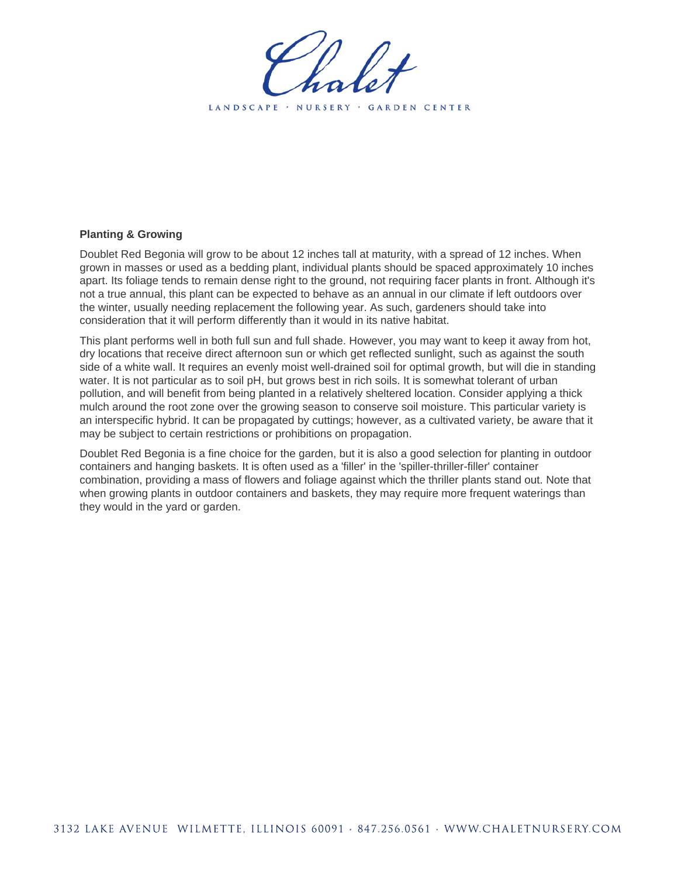**Planting & Growing**

Doublet Red Begonia will grow to be about 12 inches tall at maturity, with a spread of 12 inches. When grown in masses or used as a bedding plant, individual plants should be spaced approximately 10 inches apart. Its foliage tends to remain dense right to the ground, not requiring facer plants in front. Although it's not a true annual, this plant can be expected to behave as an annual in our climate if left outdoors over the winter, usually needing replacement the following year. As such, gardeners should take into consideration that it will perform differently than it would in its native habitat.

This plant performs well in both full sun and full shade. However, you may want to keep it away from hot, dry locations that receive direct afternoon sun or which get reflected sunlight, such as against the south side of a white wall. It requires an evenly moist well-drained soil for optimal growth, but will die in standing water. It is not particular as to soil pH, but grows best in rich soils. It is somewhat tolerant of urban pollution, and will benefit from being planted in a relatively sheltered location. Consider applying a thick mulch around the root zone over the growing season to conserve soil moisture. This particular variety is an interspecific hybrid. It can be propagated by cuttings; however, as a cultivated variety, be aware that it may be subject to certain restrictions or prohibitions on propagation.

Doublet Red Begonia is a fine choice for the garden, but it is also a good selection for planting in outdoor containers and hanging baskets. It is often used as a 'filler' in the 'spiller-thriller-filler' container combination, providing a mass of flowers and foliage against which the thriller plants stand out. Note that when growing plants in outdoor containers and baskets, they may require more frequent waterings than they would in the yard or garden.